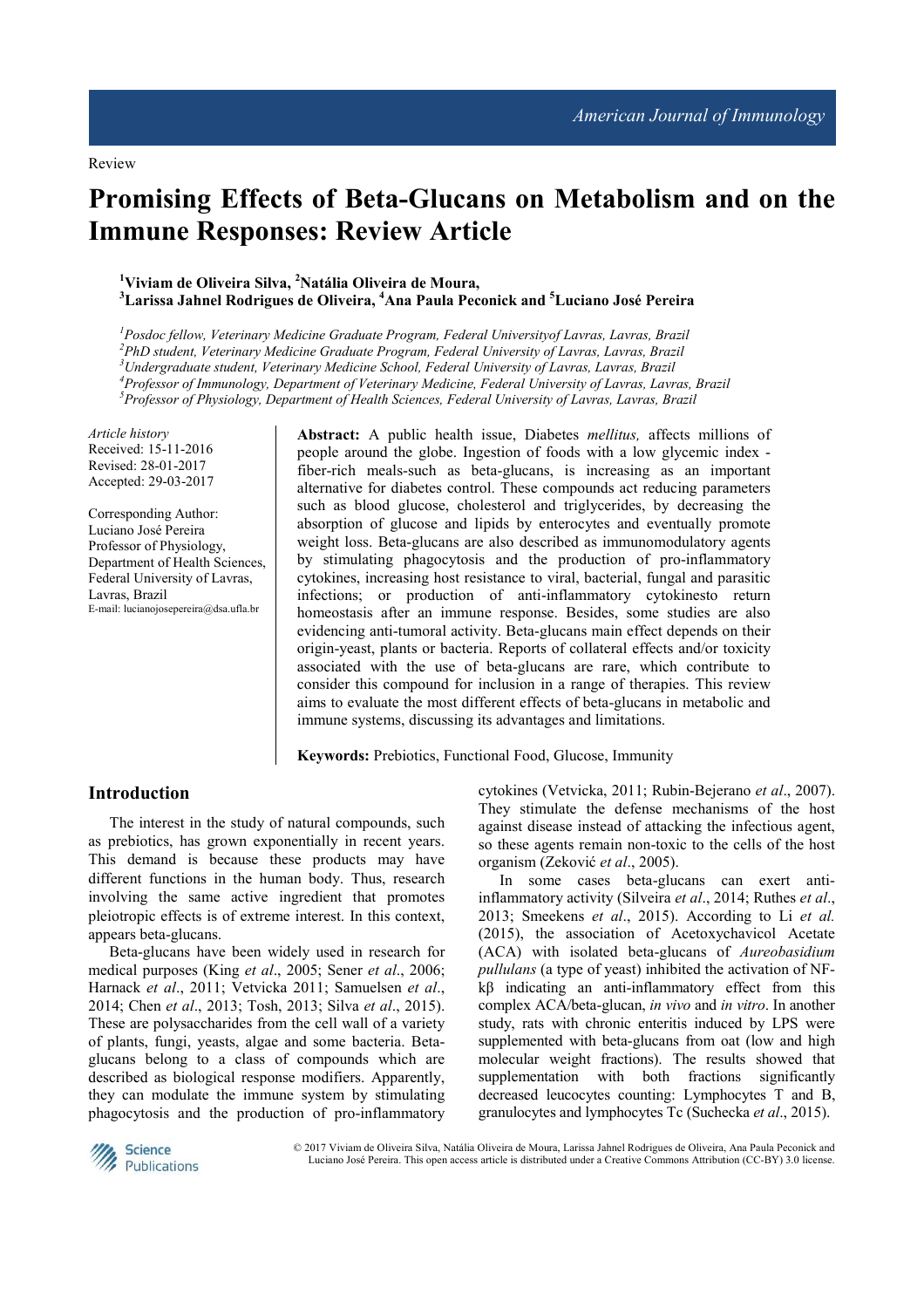Review

# Promising Effects of Beta-Glucans on Metabolism and on the Immune Responses: Review Article

[1]Viviam de Oliveira Silva, [2]Natália Oliveira de Moura,
[3]Larissa Jahnel Rodrigues de Oliveira, [4]Ana Paula Peconick and [5]Luciano José Pereira

[1]*Posdoc fellow, Veterinary Medicine Graduate Program, Federal Universityof Lavras, Lavras, Brazil*
[2]*PhD student, Veterinary Medicine Graduate Program, Federal University of Lavras, Lavras, Brazil*
[3]*Undergraduate student, Veterinary Medicine School, Federal University of Lavras, Lavras, Brazil*
[4]*Professor of Immunology, Department of Veterinary Medicine, Federal University of Lavras, Lavras, Brazil*
[5]*Professor of Physiology, Department of Health Sciences, Federal University of Lavras, Lavras, Brazil*

*Article history*
Received: 15-11-2016
Revised: 28-01-2017
Accepted: 29-03-2017

Corresponding Author:
Luciano José Pereira
Professor of Physiology,
Department of Health Sciences,
Federal University of Lavras,
Lavras, Brazil
E-mail: lucianojosepereira@dsa.ufla.br

**Abstract:** A public health issue, Diabetes *mellitus,* affects millions of people around the globe. Ingestion of foods with a low glycemic index - fiber-rich meals-such as beta-glucans, is increasing as an important alternative for diabetes control. These compounds act reducing parameters such as blood glucose, cholesterol and triglycerides, by decreasing the absorption of glucose and lipids by enterocytes and eventually promote weight loss. Beta-glucans are also described as immunomodulatory agents by stimulating phagocytosis and the production of pro-inflammatory cytokines, increasing host resistance to viral, bacterial, fungal and parasitic infections; or production of anti-inflammatory cytokinesto return homeostasis after an immune response. Besides, some studies are also evidencing anti-tumoral activity. Beta-glucans main effect depends on their origin-yeast, plants or bacteria. Reports of collateral effects and/or toxicity associated with the use of beta-glucans are rare, which contribute to consider this compound for inclusion in a range of therapies. This review aims to evaluate the most different effects of beta-glucans in metabolic and immune systems, discussing its advantages and limitations.

**Keywords:** Prebiotics, Functional Food, Glucose, Immunity

## Introduction

The interest in the study of natural compounds, such as prebiotics, has grown exponentially in recent years. This demand is because these products may have different functions in the human body. Thus, research involving the same active ingredient that promotes pleiotropic effects is of extreme interest. In this context, appears beta-glucans.

Beta-glucans have been widely used in research for medical purposes (King *et al*., 2005; Sener *et al*., 2006; Harnack *et al*., 2011; Vetvicka 2011; Samuelsen *et al*., 2014; Chen *et al*., 2013; Tosh, 2013; Silva *et al*., 2015). These are polysaccharides from the cell wall of a variety of plants, fungi, yeasts, algae and some bacteria. Beta-glucans belong to a class of compounds which are described as biological response modifiers. Apparently, they can modulate the immune system by stimulating phagocytosis and the production of pro-inflammatory cytokines (Vetvicka, 2011; Rubin-Bejerano *et al*., 2007). They stimulate the defense mechanisms of the host against disease instead of attacking the infectious agent, so these agents remain non-toxic to the cells of the host organism (Zeković *et al*., 2005).

In some cases beta-glucans can exert anti-inflammatory activity (Silveira *et al*., 2014; Ruthes *et al*., 2013; Smeekens *et al*., 2015). According to Li *et al.* (2015), the association of Acetoxychavicol Acetate (ACA) with isolated beta-glucans of *Aureobasidium pullulans* (a type of yeast) inhibited the activation of NF-kβ indicating an anti-inflammatory effect from this complex ACA/beta-glucan, *in vivo* and *in vitro*. In another study, rats with chronic enteritis induced by LPS were supplemented with beta-glucans from oat (low and high molecular weight fractions). The results showed that supplementation with both fractions significantly decreased leucocytes counting: Lymphocytes T and B, granulocytes and lymphocytes Tc (Suchecka *et al*., 2015).

© 2017 Viviam de Oliveira Silva, Natália Oliveira de Moura, Larissa Jahnel Rodrigues de Oliveira, Ana Paula Peconick and Luciano José Pereira. This open access article is distributed under a Creative Commons Attribution (CC-BY) 3.0 license.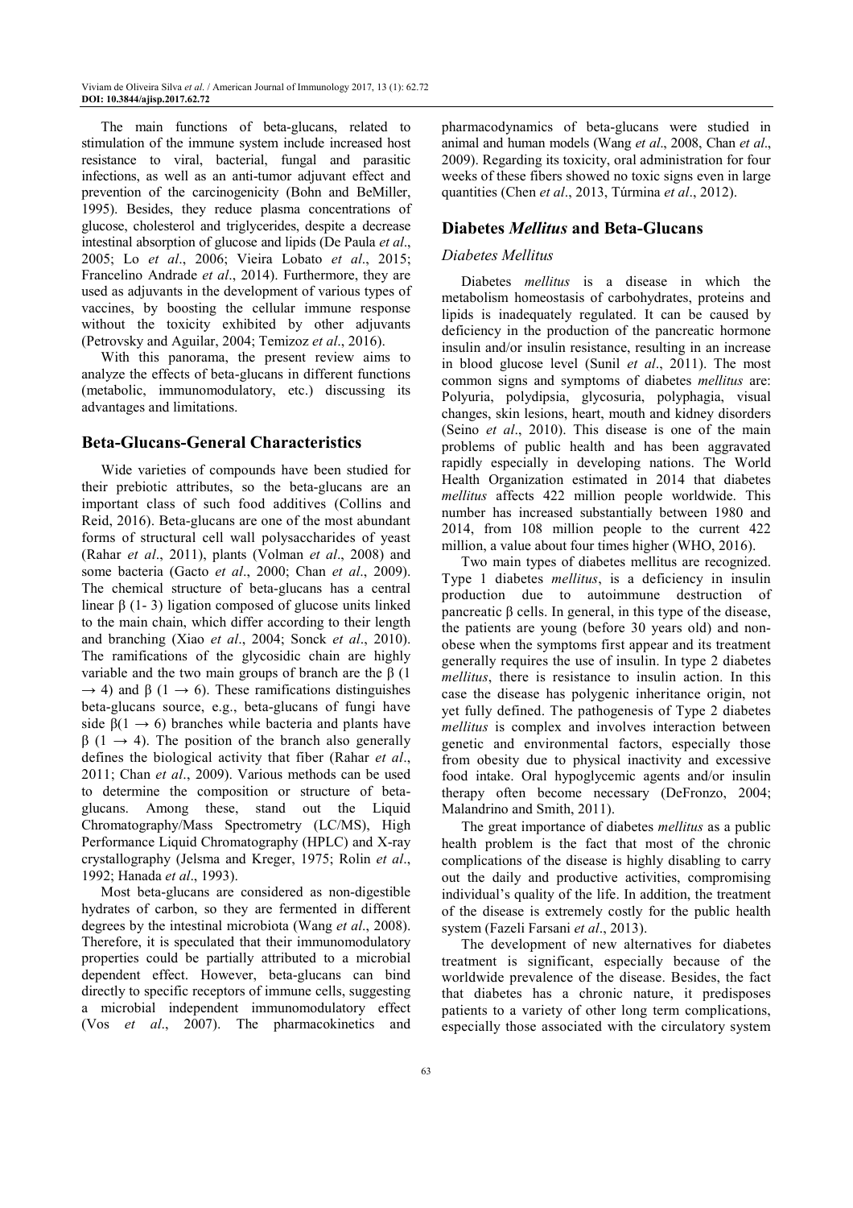The main functions of beta-glucans, related to stimulation of the immune system include increased host resistance to viral, bacterial, fungal and parasitic infections, as well as an anti-tumor adjuvant effect and prevention of the carcinogenicity (Bohn and BeMiller, 1995). Besides, they reduce plasma concentrations of glucose, cholesterol and triglycerides, despite a decrease intestinal absorption of glucose and lipids (De Paula *et al*., 2005; Lo *et al*., 2006; Vieira Lobato *et al*., 2015; Francelino Andrade *et al*., 2014). Furthermore, they are used as adjuvants in the development of various types of vaccines, by boosting the cellular immune response without the toxicity exhibited by other adjuvants (Petrovsky and Aguilar, 2004; Temizoz *et al*., 2016).

With this panorama, the present review aims to analyze the effects of beta-glucans in different functions (metabolic, immunomodulatory, etc.) discussing its advantages and limitations.

## Beta-Glucans-General Characteristics

Wide varieties of compounds have been studied for their prebiotic attributes, so the beta-glucans are an important class of such food additives (Collins and Reid, 2016). Beta-glucans are one of the most abundant forms of structural cell wall polysaccharides of yeast (Rahar *et al*., 2011), plants (Volman *et al*., 2008) and some bacteria (Gacto *et al*., 2000; Chan *et al*., 2009). The chemical structure of beta-glucans has a central linear β (1- 3) ligation composed of glucose units linked to the main chain, which differ according to their length and branching (Xiao *et al*., 2004; Sonck *et al*., 2010). The ramifications of the glycosidic chain are highly variable and the two main groups of branch are the β (1 → 4) and β (1 → 6). These ramifications distinguishes beta-glucans source, e.g., beta-glucans of fungi have side β(1 → 6) branches while bacteria and plants have β (1 → 4). The position of the branch also generally defines the biological activity that fiber (Rahar *et al*., 2011; Chan *et al*., 2009). Various methods can be used to determine the composition or structure of beta-glucans. Among these, stand out the Liquid Chromatography/Mass Spectrometry (LC/MS), High Performance Liquid Chromatography (HPLC) and X-ray crystallography (Jelsma and Kreger, 1975; Rolin *et al*., 1992; Hanada *et al*., 1993).

Most beta-glucans are considered as non-digestible hydrates of carbon, so they are fermented in different degrees by the intestinal microbiota (Wang *et al*., 2008). Therefore, it is speculated that their immunomodulatory properties could be partially attributed to a microbial dependent effect. However, beta-glucans can bind directly to specific receptors of immune cells, suggesting a microbial independent immunomodulatory effect (Vos *et al*., 2007). The pharmacokinetics and pharmacodynamics of beta-glucans were studied in animal and human models (Wang *et al*., 2008, Chan *et al*., 2009). Regarding its toxicity, oral administration for four weeks of these fibers showed no toxic signs even in large quantities (Chen *et al*., 2013, Túrmina *et al*., 2012).

## Diabetes *Mellitus* and Beta-Glucans

### *Diabetes Mellitus*

Diabetes *mellitus* is a disease in which the metabolism homeostasis of carbohydrates, proteins and lipids is inadequately regulated. It can be caused by deficiency in the production of the pancreatic hormone insulin and/or insulin resistance, resulting in an increase in blood glucose level (Sunil *et al*., 2011). The most common signs and symptoms of diabetes *mellitus* are: Polyuria, polydipsia, glycosuria, polyphagia, visual changes, skin lesions, heart, mouth and kidney disorders (Seino *et al*., 2010). This disease is one of the main problems of public health and has been aggravated rapidly especially in developing nations. The World Health Organization estimated in 2014 that diabetes *mellitus* affects 422 million people worldwide. This number has increased substantially between 1980 and 2014, from 108 million people to the current 422 million, a value about four times higher (WHO, 2016).

Two main types of diabetes mellitus are recognized. Type 1 diabetes *mellitus*, is a deficiency in insulin production due to autoimmune destruction of pancreatic β cells. In general, in this type of the disease, the patients are young (before 30 years old) and non-obese when the symptoms first appear and its treatment generally requires the use of insulin. In type 2 diabetes *mellitus*, there is resistance to insulin action. In this case the disease has polygenic inheritance origin, not yet fully defined. The pathogenesis of Type 2 diabetes *mellitus* is complex and involves interaction between genetic and environmental factors, especially those from obesity due to physical inactivity and excessive food intake. Oral hypoglycemic agents and/or insulin therapy often become necessary (DeFronzo, 2004; Malandrino and Smith, 2011).

The great importance of diabetes *mellitus* as a public health problem is the fact that most of the chronic complications of the disease is highly disabling to carry out the daily and productive activities, compromising individual's quality of the life. In addition, the treatment of the disease is extremely costly for the public health system (Fazeli Farsani *et al*., 2013).

The development of new alternatives for diabetes treatment is significant, especially because of the worldwide prevalence of the disease. Besides, the fact that diabetes has a chronic nature, it predisposes patients to a variety of other long term complications, especially those associated with the circulatory system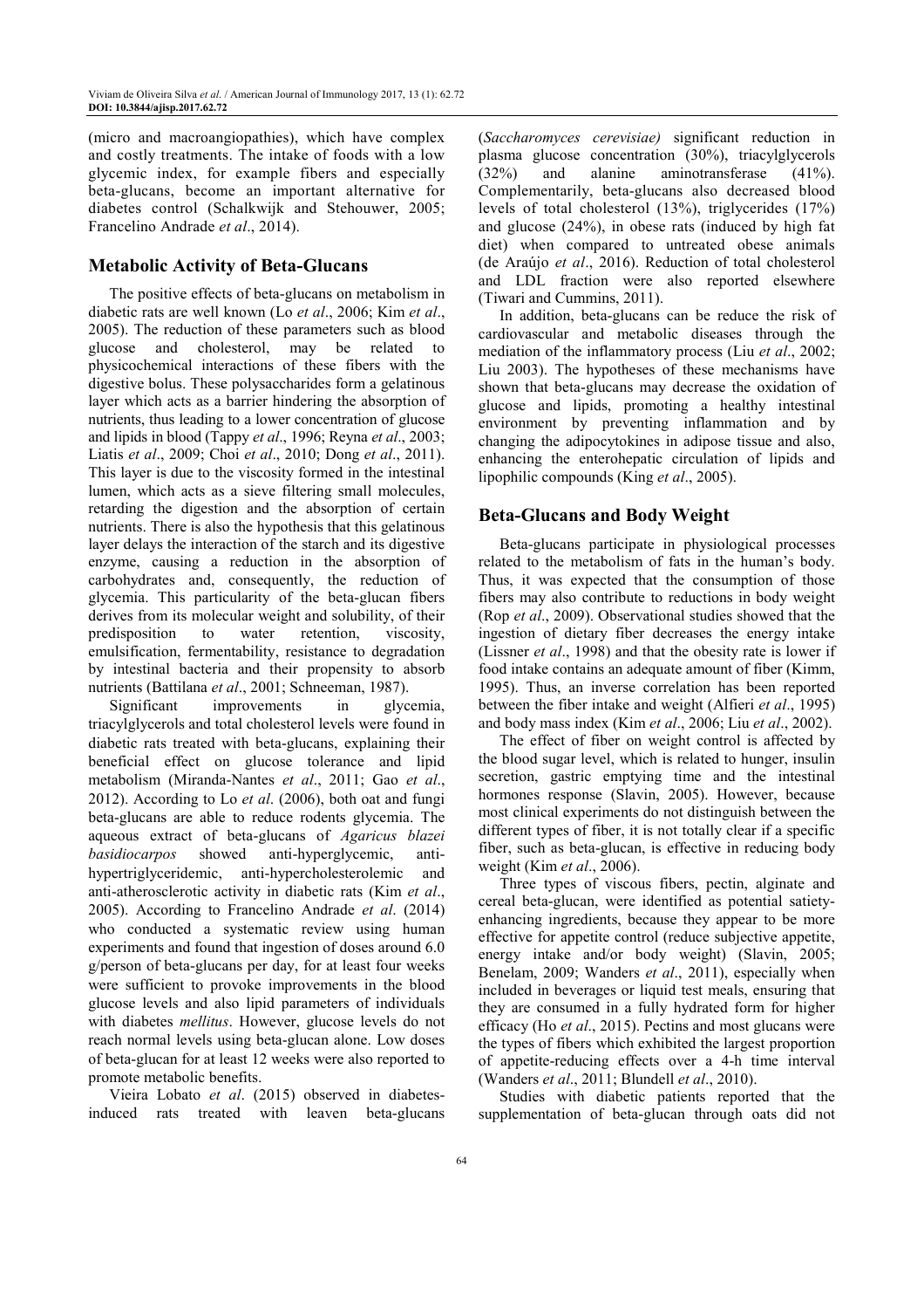(micro and macroangiopathies), which have complex and costly treatments. The intake of foods with a low glycemic index, for example fibers and especially beta-glucans, become an important alternative for diabetes control (Schalkwijk and Stehouwer, 2005; Francelino Andrade *et al*., 2014).

## Metabolic Activity of Beta-Glucans

The positive effects of beta-glucans on metabolism in diabetic rats are well known (Lo *et al*., 2006; Kim *et al*., 2005). The reduction of these parameters such as blood glucose and cholesterol, may be related to physicochemical interactions of these fibers with the digestive bolus. These polysaccharides form a gelatinous layer which acts as a barrier hindering the absorption of nutrients, thus leading to a lower concentration of glucose and lipids in blood (Tappy *et al*., 1996; Reyna *et al*., 2003; Liatis *et al*., 2009; Choi *et al*., 2010; Dong *et al*., 2011). This layer is due to the viscosity formed in the intestinal lumen, which acts as a sieve filtering small molecules, retarding the digestion and the absorption of certain nutrients. There is also the hypothesis that this gelatinous layer delays the interaction of the starch and its digestive enzyme, causing a reduction in the absorption of carbohydrates and, consequently, the reduction of glycemia. This particularity of the beta-glucan fibers derives from its molecular weight and solubility, of their predisposition to water retention, viscosity, emulsification, fermentability, resistance to degradation by intestinal bacteria and their propensity to absorb nutrients (Battilana *et al*., 2001; Schneeman, 1987).

Significant improvements in glycemia, triacylglycerols and total cholesterol levels were found in diabetic rats treated with beta-glucans, explaining their beneficial effect on glucose tolerance and lipid metabolism (Miranda-Nantes *et al*., 2011; Gao *et al*., 2012). According to Lo *et al*. (2006), both oat and fungi beta-glucans are able to reduce rodents glycemia. The aqueous extract of beta-glucans of *Agaricus blazei basidiocarpos* showed anti-hyperglycemic, anti-hypertriglyceridemic, anti-hypercholesterolemic and anti-atherosclerotic activity in diabetic rats (Kim *et al*., 2005). According to Francelino Andrade *et al*. (2014) who conducted a systematic review using human experiments and found that ingestion of doses around 6.0 g/person of beta-glucans per day, for at least four weeks were sufficient to provoke improvements in the blood glucose levels and also lipid parameters of individuals with diabetes *mellitus*. However, glucose levels do not reach normal levels using beta-glucan alone. Low doses of beta-glucan for at least 12 weeks were also reported to promote metabolic benefits.

Vieira Lobato *et al*. (2015) observed in diabetes-induced rats treated with leaven beta-glucans (*Saccharomyces cerevisiae)* significant reduction in plasma glucose concentration (30%), triacylglycerols (32%) and alanine aminotransferase (41%). Complementarily, beta-glucans also decreased blood levels of total cholesterol (13%), triglycerides (17%) and glucose (24%), in obese rats (induced by high fat diet) when compared to untreated obese animals (de Araújo *et al*., 2016). Reduction of total cholesterol and LDL fraction were also reported elsewhere (Tiwari and Cummins, 2011).

In addition, beta-glucans can be reduce the risk of cardiovascular and metabolic diseases through the mediation of the inflammatory process (Liu *et al*., 2002; Liu 2003). The hypotheses of these mechanisms have shown that beta-glucans may decrease the oxidation of glucose and lipids, promoting a healthy intestinal environment by preventing inflammation and by changing the adipocytokines in adipose tissue and also, enhancing the enterohepatic circulation of lipids and lipophilic compounds (King *et al*., 2005).

## Beta-Glucans and Body Weight

Beta-glucans participate in physiological processes related to the metabolism of fats in the human's body. Thus, it was expected that the consumption of those fibers may also contribute to reductions in body weight (Rop *et al*., 2009). Observational studies showed that the ingestion of dietary fiber decreases the energy intake (Lissner *et al*., 1998) and that the obesity rate is lower if food intake contains an adequate amount of fiber (Kimm, 1995). Thus, an inverse correlation has been reported between the fiber intake and weight (Alfieri *et al*., 1995) and body mass index (Kim *et al*., 2006; Liu *et al*., 2002).

The effect of fiber on weight control is affected by the blood sugar level, which is related to hunger, insulin secretion, gastric emptying time and the intestinal hormones response (Slavin, 2005). However, because most clinical experiments do not distinguish between the different types of fiber, it is not totally clear if a specific fiber, such as beta-glucan, is effective in reducing body weight (Kim *et al*., 2006).

Three types of viscous fibers, pectin, alginate and cereal beta-glucan, were identified as potential satiety-enhancing ingredients, because they appear to be more effective for appetite control (reduce subjective appetite, energy intake and/or body weight) (Slavin, 2005; Benelam, 2009; Wanders *et al*., 2011), especially when included in beverages or liquid test meals, ensuring that they are consumed in a fully hydrated form for higher efficacy (Ho *et al*., 2015). Pectins and most glucans were the types of fibers which exhibited the largest proportion of appetite-reducing effects over a 4-h time interval (Wanders *et al*., 2011; Blundell *et al*., 2010).

Studies with diabetic patients reported that the supplementation of beta-glucan through oats did not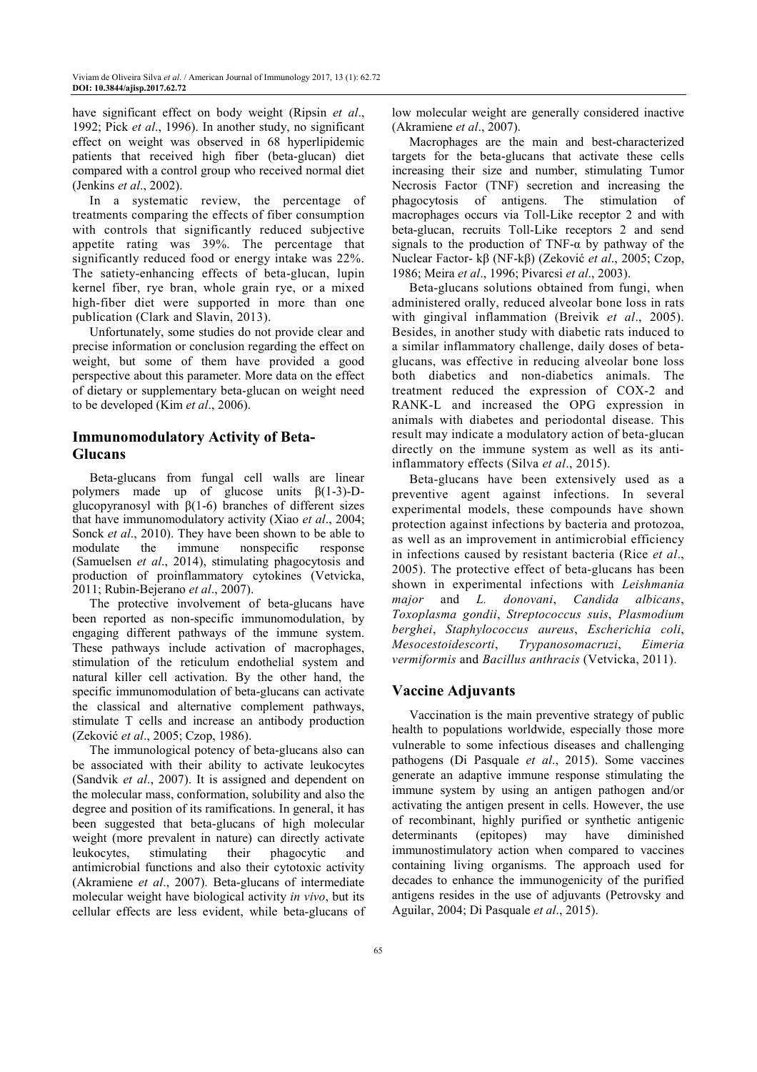have significant effect on body weight (Ripsin *et al*., 1992; Pick *et al*., 1996). In another study, no significant effect on weight was observed in 68 hyperlipidemic patients that received high fiber (beta-glucan) diet compared with a control group who received normal diet (Jenkins *et al*., 2002).

In a systematic review, the percentage of treatments comparing the effects of fiber consumption with controls that significantly reduced subjective appetite rating was 39%. The percentage that significantly reduced food or energy intake was 22%. The satiety-enhancing effects of beta-glucan, lupin kernel fiber, rye bran, whole grain rye, or a mixed high-fiber diet were supported in more than one publication (Clark and Slavin, 2013).

Unfortunately, some studies do not provide clear and precise information or conclusion regarding the effect on weight, but some of them have provided a good perspective about this parameter. More data on the effect of dietary or supplementary beta-glucan on weight need to be developed (Kim *et al*., 2006).

## Immunomodulatory Activity of Beta-Glucans

Beta-glucans from fungal cell walls are linear polymers made up of glucose units β(1-3)-D-glucopyranosyl with β(1-6) branches of different sizes that have immunomodulatory activity (Xiao *et al*., 2004; Sonck *et al*., 2010). They have been shown to be able to modulate the immune nonspecific response (Samuelsen *et al*., 2014), stimulating phagocytosis and production of proinflammatory cytokines (Vetvicka, 2011; Rubin-Bejerano *et al*., 2007).

The protective involvement of beta-glucans have been reported as non-specific immunomodulation, by engaging different pathways of the immune system. These pathways include activation of macrophages, stimulation of the reticulum endothelial system and natural killer cell activation. By the other hand, the specific immunomodulation of beta-glucans can activate the classical and alternative complement pathways, stimulate T cells and increase an antibody production (Zeković *et al*., 2005; Czop, 1986).

The immunological potency of beta-glucans also can be associated with their ability to activate leukocytes (Sandvik *et al*., 2007). It is assigned and dependent on the molecular mass, conformation, solubility and also the degree and position of its ramifications. In general, it has been suggested that beta-glucans of high molecular weight (more prevalent in nature) can directly activate leukocytes, stimulating their phagocytic and antimicrobial functions and also their cytotoxic activity (Akramiene *et al*., 2007). Beta-glucans of intermediate molecular weight have biological activity *in vivo*, but its cellular effects are less evident, while beta-glucans of low molecular weight are generally considered inactive (Akramiene *et al*., 2007).

Macrophages are the main and best-characterized targets for the beta-glucans that activate these cells increasing their size and number, stimulating Tumor Necrosis Factor (TNF) secretion and increasing the phagocytosis of antigens. The stimulation of macrophages occurs via Toll-Like receptor 2 and with beta-glucan, recruits Toll-Like receptors 2 and send signals to the production of TNF-α by pathway of the Nuclear Factor- kβ (NF-kβ) (Zeković *et al*., 2005; Czop, 1986; Meira *et al*., 1996; Pivarcsi *et al*., 2003).

Beta-glucans solutions obtained from fungi, when administered orally, reduced alveolar bone loss in rats with gingival inflammation (Breivik *et al*., 2005). Besides, in another study with diabetic rats induced to a similar inflammatory challenge, daily doses of beta-glucans, was effective in reducing alveolar bone loss both diabetics and non-diabetics animals. The treatment reduced the expression of COX-2 and RANK-L and increased the OPG expression in animals with diabetes and periodontal disease. This result may indicate a modulatory action of beta-glucan directly on the immune system as well as its anti-inflammatory effects (Silva *et al*., 2015).

Beta-glucans have been extensively used as a preventive agent against infections. In several experimental models, these compounds have shown protection against infections by bacteria and protozoa, as well as an improvement in antimicrobial efficiency in infections caused by resistant bacteria (Rice *et al*., 2005). The protective effect of beta-glucans has been shown in experimental infections with *Leishmania major* and *L. donovani*, *Candida albicans*, *Toxoplasma gondii*, *Streptococcus suis*, *Plasmodium berghei*, *Staphylococcus aureus*, *Escherichia coli*, *Mesocestoidescorti*, *Trypanosomacruzi*, *Eimeria vermiformis* and *Bacillus anthracis* (Vetvicka, 2011).

## Vaccine Adjuvants

Vaccination is the main preventive strategy of public health to populations worldwide, especially those more vulnerable to some infectious diseases and challenging pathogens (Di Pasquale *et al*., 2015). Some vaccines generate an adaptive immune response stimulating the immune system by using an antigen pathogen and/or activating the antigen present in cells. However, the use of recombinant, highly purified or synthetic antigenic determinants (epitopes) may have diminished immunostimulatory action when compared to vaccines containing living organisms. The approach used for decades to enhance the immunogenicity of the purified antigens resides in the use of adjuvants (Petrovsky and Aguilar, 2004; Di Pasquale *et al*., 2015).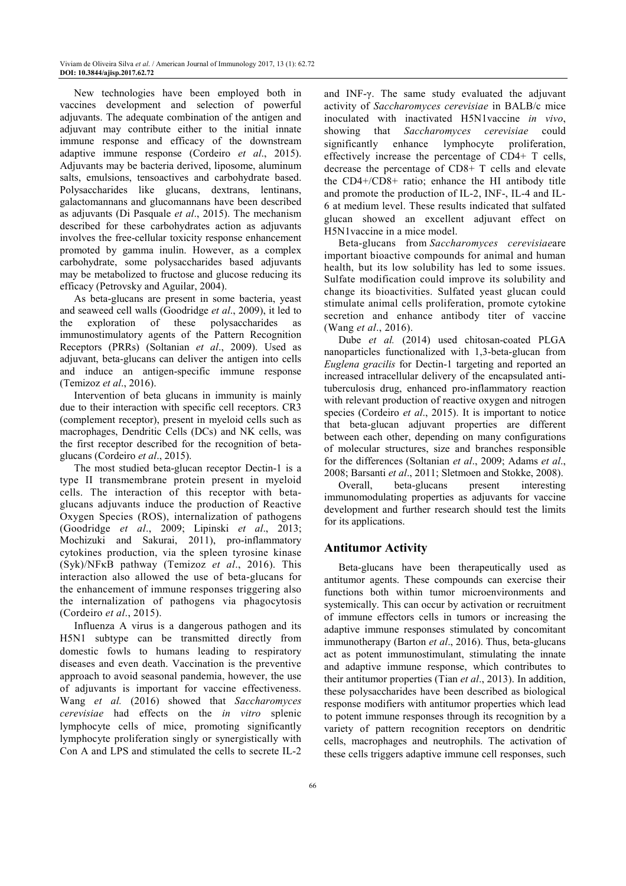New technologies have been employed both in vaccines development and selection of powerful adjuvants. The adequate combination of the antigen and adjuvant may contribute either to the initial innate immune response and efficacy of the downstream adaptive immune response (Cordeiro *et al*., 2015). Adjuvants may be bacteria derived, liposome, aluminum salts, emulsions, tensoactives and carbohydrate based. Polysaccharides like glucans, dextrans, lentinans, galactomannans and glucomannans have been described as adjuvants (Di Pasquale *et al*., 2015). The mechanism described for these carbohydrates action as adjuvants involves the free-cellular toxicity response enhancement promoted by gamma inulin. However, as a complex carbohydrate, some polysaccharides based adjuvants may be metabolized to fructose and glucose reducing its efficacy (Petrovsky and Aguilar, 2004).

As beta-glucans are present in some bacteria, yeast and seaweed cell walls (Goodridge *et al*., 2009), it led to the exploration of these polysaccharides as immunostimulatory agents of the Pattern Recognition Receptors (PRRs) (Soltanian *et al*., 2009). Used as adjuvant, beta-glucans can deliver the antigen into cells and induce an antigen-specific immune response (Temizoz *et al*., 2016).

Intervention of beta glucans in immunity is mainly due to their interaction with specific cell receptors. CR3 (complement receptor), present in myeloid cells such as macrophages, Dendritic Cells (DCs) and NK cells, was the first receptor described for the recognition of beta-glucans (Cordeiro *et al*., 2015).

The most studied beta-glucan receptor Dectin-1 is a type II transmembrane protein present in myeloid cells. The interaction of this receptor with beta-glucans adjuvants induce the production of Reactive Oxygen Species (ROS), internalization of pathogens (Goodridge *et al*., 2009; Lipinski *et al*., 2013; Mochizuki and Sakurai, 2011), pro-inflammatory cytokines production, via the spleen tyrosine kinase (Syk)/NFκB pathway (Temizoz *et al*., 2016). This interaction also allowed the use of beta-glucans for the enhancement of immune responses triggering also the internalization of pathogens via phagocytosis (Cordeiro *et al*., 2015).

Influenza A virus is a dangerous pathogen and its H5N1 subtype can be transmitted directly from domestic fowls to humans leading to respiratory diseases and even death. Vaccination is the preventive approach to avoid seasonal pandemia, however, the use of adjuvants is important for vaccine effectiveness. Wang *et al.* (2016) showed that *Saccharomyces cerevisiae* had effects on the *in vitro* splenic lymphocyte cells of mice, promoting significantly lymphocyte proliferation singly or synergistically with Con A and LPS and stimulated the cells to secrete IL-2 and INF-γ. The same study evaluated the adjuvant activity of *Saccharomyces cerevisiae* in BALB/c mice inoculated with inactivated H5N1vaccine *in vivo*, showing that *Saccharomyces cerevisiae* could significantly enhance lymphocyte proliferation, effectively increase the percentage of CD4+ T cells, decrease the percentage of CD8+ T cells and elevate the CD4+/CD8+ ratio; enhance the HI antibody title and promote the production of IL-2, INF-, IL-4 and IL-6 at medium level. These results indicated that sulfated glucan showed an excellent adjuvant effect on H5N1vaccine in a mice model.

Beta-glucans from *Saccharomyces cerevisiae*are important bioactive compounds for animal and human health, but its low solubility has led to some issues. Sulfate modification could improve its solubility and change its bioactivities. Sulfated yeast glucan could stimulate animal cells proliferation, promote cytokine secretion and enhance antibody titer of vaccine (Wang *et al*., 2016).

Dube *et al.* (2014) used chitosan-coated PLGA nanoparticles functionalized with 1,3-beta-glucan from *Euglena gracilis* for Dectin-1 targeting and reported an increased intracellular delivery of the encapsulated anti-tuberculosis drug, enhanced pro-inflammatory reaction with relevant production of reactive oxygen and nitrogen species (Cordeiro *et al*., 2015). It is important to notice that beta-glucan adjuvant properties are different between each other, depending on many configurations of molecular structures, size and branches responsible for the differences (Soltanian *et al*., 2009; Adams *et al*., 2008; Barsanti *et al*., 2011; Sletmoen and Stokke, 2008).

Overall, beta-glucans present interesting immunomodulating properties as adjuvants for vaccine development and further research should test the limits for its applications.

## Antitumor Activity

Beta-glucans have been therapeutically used as antitumor agents. These compounds can exercise their functions both within tumor microenvironments and systemically. This can occur by activation or recruitment of immune effectors cells in tumors or increasing the adaptive immune responses stimulated by concomitant immunotherapy (Barton *et al*., 2016). Thus, beta-glucans act as potent immunostimulant, stimulating the innate and adaptive immune response, which contributes to their antitumor properties (Tian *et al*., 2013). In addition, these polysaccharides have been described as biological response modifiers with antitumor properties which lead to potent immune responses through its recognition by a variety of pattern recognition receptors on dendritic cells, macrophages and neutrophils. The activation of these cells triggers adaptive immune cell responses, such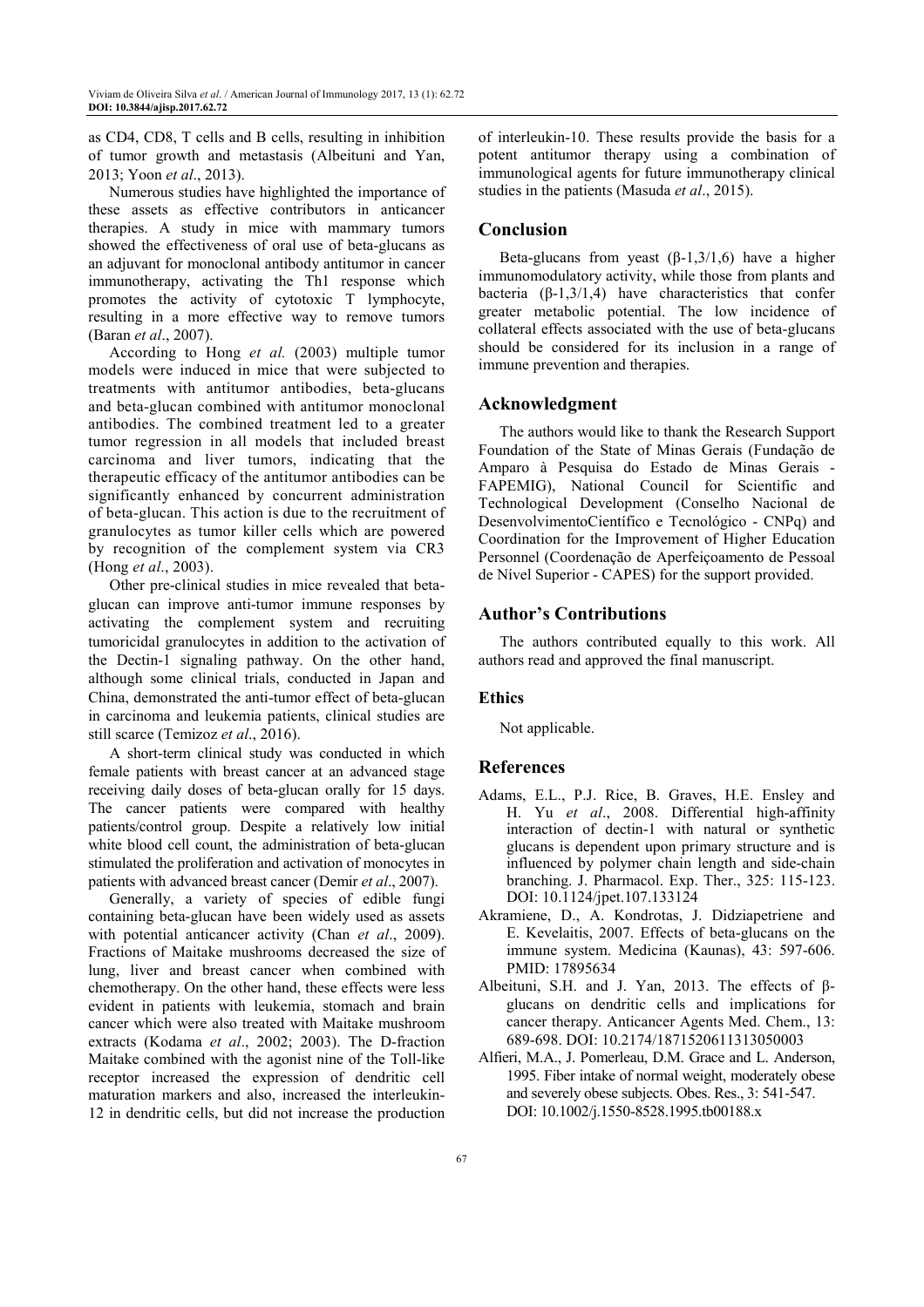as CD4, CD8, T cells and B cells, resulting in inhibition of tumor growth and metastasis (Albeituni and Yan, 2013; Yoon *et al*., 2013).

Numerous studies have highlighted the importance of these assets as effective contributors in anticancer therapies. A study in mice with mammary tumors showed the effectiveness of oral use of beta-glucans as an adjuvant for monoclonal antibody antitumor in cancer immunotherapy, activating the Th1 response which promotes the activity of cytotoxic T lymphocyte, resulting in a more effective way to remove tumors (Baran *et al*., 2007).

According to Hong *et al.* (2003) multiple tumor models were induced in mice that were subjected to treatments with antitumor antibodies, beta-glucans and beta-glucan combined with antitumor monoclonal antibodies. The combined treatment led to a greater tumor regression in all models that included breast carcinoma and liver tumors, indicating that the therapeutic efficacy of the antitumor antibodies can be significantly enhanced by concurrent administration of beta-glucan. This action is due to the recruitment of granulocytes as tumor killer cells which are powered by recognition of the complement system via CR3 (Hong *et al*., 2003).

Other pre-clinical studies in mice revealed that beta-glucan can improve anti-tumor immune responses by activating the complement system and recruiting tumoricidal granulocytes in addition to the activation of the Dectin-1 signaling pathway. On the other hand, although some clinical trials, conducted in Japan and China, demonstrated the anti-tumor effect of beta-glucan in carcinoma and leukemia patients, clinical studies are still scarce (Temizoz *et al*., 2016).

A short-term clinical study was conducted in which female patients with breast cancer at an advanced stage receiving daily doses of beta-glucan orally for 15 days. The cancer patients were compared with healthy patients/control group. Despite a relatively low initial white blood cell count, the administration of beta-glucan stimulated the proliferation and activation of monocytes in patients with advanced breast cancer (Demir *et al*., 2007).

Generally, a variety of species of edible fungi containing beta-glucan have been widely used as assets with potential anticancer activity (Chan *et al*., 2009). Fractions of Maitake mushrooms decreased the size of lung, liver and breast cancer when combined with chemotherapy. On the other hand, these effects were less evident in patients with leukemia, stomach and brain cancer which were also treated with Maitake mushroom extracts (Kodama *et al*., 2002; 2003). The D-fraction Maitake combined with the agonist nine of the Toll-like receptor increased the expression of dendritic cell maturation markers and also, increased the interleukin-12 in dendritic cells, but did not increase the production of interleukin-10. These results provide the basis for a potent antitumor therapy using a combination of immunological agents for future immunotherapy clinical studies in the patients (Masuda *et al*., 2015).

## Conclusion

Beta-glucans from yeast (β-1,3/1,6) have a higher immunomodulatory activity, while those from plants and bacteria (β-1,3/1,4) have characteristics that confer greater metabolic potential. The low incidence of collateral effects associated with the use of beta-glucans should be considered for its inclusion in a range of immune prevention and therapies.

## Acknowledgment

The authors would like to thank the Research Support Foundation of the State of Minas Gerais (Fundação de Amparo à Pesquisa do Estado de Minas Gerais - FAPEMIG), National Council for Scientific and Technological Development (Conselho Nacional de DesenvolvimentoCientífico e Tecnológico - CNPq) and Coordination for the Improvement of Higher Education Personnel (Coordenação de Aperfeiçoamento de Pessoal de Nível Superior - CAPES) for the support provided.

## Author's Contributions

The authors contributed equally to this work. All authors read and approved the final manuscript.

### Ethics

Not applicable.

## References

Adams, E.L., P.J. Rice, B. Graves, H.E. Ensley and H. Yu *et al*., 2008. Differential high-affinity interaction of dectin-1 with natural or synthetic glucans is dependent upon primary structure and is influenced by polymer chain length and side-chain branching. J. Pharmacol. Exp. Ther., 325: 115-123. DOI: 10.1124/jpet.107.133124

Akramiene, D., A. Kondrotas, J. Didziapetriene and E. Kevelaitis, 2007. Effects of beta-glucans on the immune system. Medicina (Kaunas), 43: 597-606. PMID: 17895634

Albeituni, S.H. and J. Yan, 2013. The effects of β-glucans on dendritic cells and implications for cancer therapy. Anticancer Agents Med. Chem., 13: 689-698. DOI: 10.2174/1871520611313050003

Alfieri, M.A., J. Pomerleau, D.M. Grace and L. Anderson, 1995. Fiber intake of normal weight, moderately obese and severely obese subjects. Obes. Res., 3: 541-547. DOI: 10.1002/j.1550-8528.1995.tb00188.x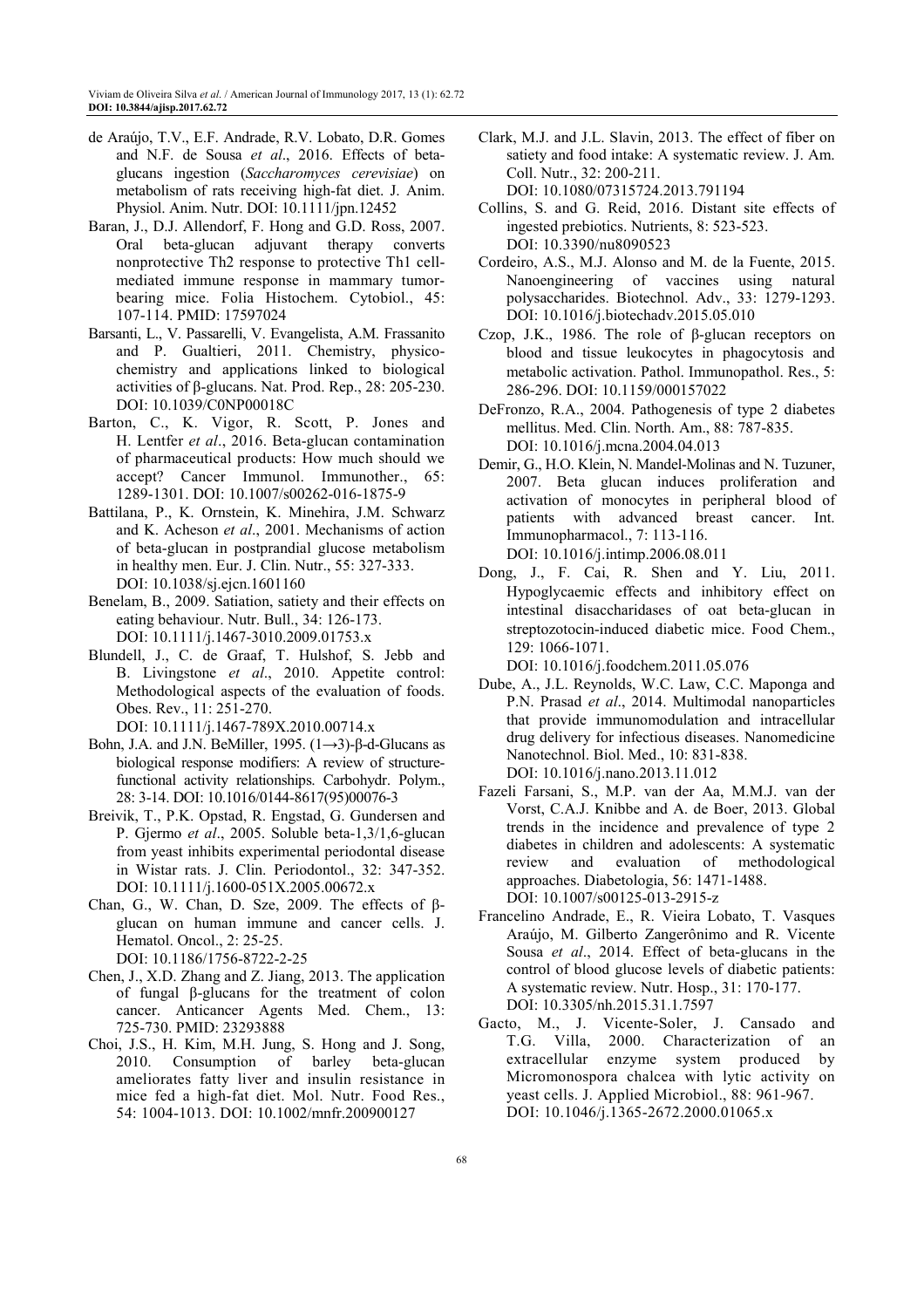de Araújo, T.V., E.F. Andrade, R.V. Lobato, D.R. Gomes and N.F. de Sousa *et al*., 2016. Effects of beta-glucans ingestion (*Saccharomyces cerevisiae*) on metabolism of rats receiving high-fat diet. J. Anim. Physiol. Anim. Nutr. DOI: 10.1111/jpn.12452

Baran, J., D.J. Allendorf, F. Hong and G.D. Ross, 2007. Oral beta-glucan adjuvant therapy converts nonprotective Th2 response to protective Th1 cell-mediated immune response in mammary tumor-bearing mice. Folia Histochem. Cytobiol., 45: 107-114. PMID: 17597024

Barsanti, L., V. Passarelli, V. Evangelista, A.M. Frassanito and P. Gualtieri, 2011. Chemistry, physico-chemistry and applications linked to biological activities of β-glucans. Nat. Prod. Rep., 28: 205-230. DOI: 10.1039/C0NP00018C

Barton, C., K. Vigor, R. Scott, P. Jones and H. Lentfer *et al*., 2016. Beta-glucan contamination of pharmaceutical products: How much should we accept? Cancer Immunol. Immunother., 65: 1289-1301. DOI: 10.1007/s00262-016-1875-9

Battilana, P., K. Ornstein, K. Minehira, J.M. Schwarz and K. Acheson *et al*., 2001. Mechanisms of action of beta-glucan in postprandial glucose metabolism in healthy men. Eur. J. Clin. Nutr., 55: 327-333. DOI: 10.1038/sj.ejcn.1601160

Benelam, B., 2009. Satiation, satiety and their effects on eating behaviour. Nutr. Bull., 34: 126-173. DOI: 10.1111/j.1467-3010.2009.01753.x

Blundell, J., C. de Graaf, T. Hulshof, S. Jebb and B. Livingstone *et al*., 2010. Appetite control: Methodological aspects of the evaluation of foods. Obes. Rev., 11: 251-270. DOI: 10.1111/j.1467-789X.2010.00714.x

Bohn, J.A. and J.N. BeMiller, 1995. (1→3)-β-d-Glucans as biological response modifiers: A review of structure-functional activity relationships. Carbohydr. Polym., 28: 3-14. DOI: 10.1016/0144-8617(95)00076-3

Breivik, T., P.K. Opstad, R. Engstad, G. Gundersen and P. Gjermo *et al*., 2005. Soluble beta-1,3/1,6-glucan from yeast inhibits experimental periodontal disease in Wistar rats. J. Clin. Periodontol., 32: 347-352. DOI: 10.1111/j.1600-051X.2005.00672.x

Chan, G., W. Chan, D. Sze, 2009. The effects of β-glucan on human immune and cancer cells. J. Hematol. Oncol., 2: 25-25. DOI: 10.1186/1756-8722-2-25

Chen, J., X.D. Zhang and Z. Jiang, 2013. The application of fungal β-glucans for the treatment of colon cancer. Anticancer Agents Med. Chem., 13: 725-730. PMID: 23293888

Choi, J.S., H. Kim, M.H. Jung, S. Hong and J. Song, 2010. Consumption of barley beta-glucan ameliorates fatty liver and insulin resistance in mice fed a high-fat diet. Mol. Nutr. Food Res., 54: 1004-1013. DOI: 10.1002/mnfr.200900127

Clark, M.J. and J.L. Slavin, 2013. The effect of fiber on satiety and food intake: A systematic review. J. Am. Coll. Nutr., 32: 200-211. DOI: 10.1080/07315724.2013.791194

Collins, S. and G. Reid, 2016. Distant site effects of ingested prebiotics. Nutrients, 8: 523-523. DOI: 10.3390/nu8090523

Cordeiro, A.S., M.J. Alonso and M. de la Fuente, 2015. Nanoengineering of vaccines using natural polysaccharides. Biotechnol. Adv., 33: 1279-1293. DOI: 10.1016/j.biotechadv.2015.05.010

Czop, J.K., 1986. The role of β-glucan receptors on blood and tissue leukocytes in phagocytosis and metabolic activation. Pathol. Immunopathol. Res., 5: 286-296. DOI: 10.1159/000157022

DeFronzo, R.A., 2004. Pathogenesis of type 2 diabetes mellitus. Med. Clin. North. Am., 88: 787-835. DOI: 10.1016/j.mcna.2004.04.013

Demir, G., H.O. Klein, N. Mandel-Molinas and N. Tuzuner, 2007. Beta glucan induces proliferation and activation of monocytes in peripheral blood of patients with advanced breast cancer. Int. Immunopharmacol., 7: 113-116. DOI: 10.1016/j.intimp.2006.08.011

Dong, J., F. Cai, R. Shen and Y. Liu, 2011. Hypoglycaemic effects and inhibitory effect on intestinal disaccharidases of oat beta-glucan in streptozotocin-induced diabetic mice. Food Chem., 129: 1066-1071. DOI: 10.1016/j.foodchem.2011.05.076

Dube, A., J.L. Reynolds, W.C. Law, C.C. Maponga and P.N. Prasad *et al*., 2014. Multimodal nanoparticles that provide immunomodulation and intracellular drug delivery for infectious diseases. Nanomedicine Nanotechnol. Biol. Med., 10: 831-838. DOI: 10.1016/j.nano.2013.11.012

Fazeli Farsani, S., M.P. van der Aa, M.M.J. van der Vorst, C.A.J. Knibbe and A. de Boer, 2013. Global trends in the incidence and prevalence of type 2 diabetes in children and adolescents: A systematic review and evaluation of methodological approaches. Diabetologia, 56: 1471-1488. DOI: 10.1007/s00125-013-2915-z

Francelino Andrade, E., R. Vieira Lobato, T. Vasques Araújo, M. Gilberto Zangerônimo and R. Vicente Sousa *et al*., 2014. Effect of beta-glucans in the control of blood glucose levels of diabetic patients: A systematic review. Nutr. Hosp., 31: 170-177. DOI: 10.3305/nh.2015.31.1.7597

Gacto, M., J. Vicente-Soler, J. Cansado and T.G. Villa, 2000. Characterization of an extracellular enzyme system produced by Micromonospora chalcea with lytic activity on yeast cells. J. Applied Microbiol., 88: 961-967. DOI: 10.1046/j.1365-2672.2000.01065.x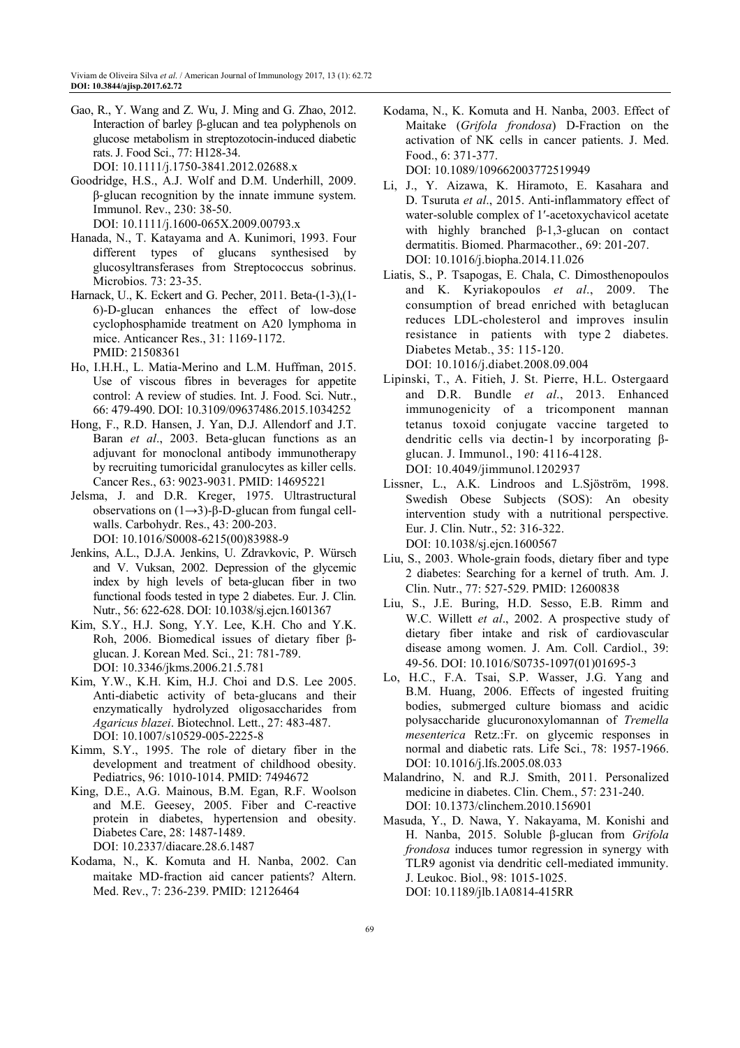Gao, R., Y. Wang and Z. Wu, J. Ming and G. Zhao, 2012. Interaction of barley β-glucan and tea polyphenols on glucose metabolism in streptozotocin-induced diabetic rats. J. Food Sci., 77: H128-34. DOI: 10.1111/j.1750-3841.2012.02688.x

Goodridge, H.S., A.J. Wolf and D.M. Underhill, 2009. β-glucan recognition by the innate immune system. Immunol. Rev., 230: 38-50. DOI: 10.1111/j.1600-065X.2009.00793.x

Hanada, N., T. Katayama and A. Kunimori, 1993. Four different types of glucans synthesised by glucosyltransferases from Streptococcus sobrinus. Microbios. 73: 23-35.

Harnack, U., K. Eckert and G. Pecher, 2011. Beta-(1-3),(1-6)-D-glucan enhances the effect of low-dose cyclophosphamide treatment on A20 lymphoma in mice. Anticancer Res., 31: 1169-1172. PMID: 21508361

Ho, I.H.H., L. Matia-Merino and L.M. Huffman, 2015. Use of viscous fibres in beverages for appetite control: A review of studies. Int. J. Food. Sci. Nutr., 66: 479-490. DOI: 10.3109/09637486.2015.1034252

Hong, F., R.D. Hansen, J. Yan, D.J. Allendorf and J.T. Baran *et al*., 2003. Beta-glucan functions as an adjuvant for monoclonal antibody immunotherapy by recruiting tumoricidal granulocytes as killer cells. Cancer Res., 63: 9023-9031. PMID: 14695221

Jelsma, J. and D.R. Kreger, 1975. Ultrastructural observations on (1→3)-β-D-glucan from fungal cell-walls. Carbohydr. Res., 43: 200-203. DOI: 10.1016/S0008-6215(00)83988-9

Jenkins, A.L., D.J.A. Jenkins, U. Zdravkovic, P. Würsch and V. Vuksan, 2002. Depression of the glycemic index by high levels of beta-glucan fiber in two functional foods tested in type 2 diabetes. Eur. J. Clin. Nutr., 56: 622-628. DOI: 10.1038/sj.ejcn.1601367

Kim, S.Y., H.J. Song, Y.Y. Lee, K.H. Cho and Y.K. Roh, 2006. Biomedical issues of dietary fiber β-glucan. J. Korean Med. Sci., 21: 781-789. DOI: 10.3346/jkms.2006.21.5.781

Kim, Y.W., K.H. Kim, H.J. Choi and D.S. Lee 2005. Anti-diabetic activity of beta-glucans and their enzymatically hydrolyzed oligosaccharides from *Agaricus blazei*. Biotechnol. Lett., 27: 483-487. DOI: 10.1007/s10529-005-2225-8

Kimm, S.Y., 1995. The role of dietary fiber in the development and treatment of childhood obesity. Pediatrics, 96: 1010-1014. PMID: 7494672

King, D.E., A.G. Mainous, B.M. Egan, R.F. Woolson and M.E. Geesey, 2005. Fiber and C-reactive protein in diabetes, hypertension and obesity. Diabetes Care, 28: 1487-1489. DOI: 10.2337/diacare.28.6.1487

Kodama, N., K. Komuta and H. Nanba, 2002. Can maitake MD-fraction aid cancer patients? Altern. Med. Rev., 7: 236-239. PMID: 12126464

Kodama, N., K. Komuta and H. Nanba, 2003. Effect of Maitake (*Grifola frondosa*) D-Fraction on the activation of NK cells in cancer patients. J. Med. Food., 6: 371-377. DOI: 10.1089/109662003772519949

Li, J., Y. Aizawa, K. Hiramoto, E. Kasahara and D. Tsuruta *et al*., 2015. Anti-inflammatory effect of water-soluble complex of 1′-acetoxychavicol acetate with highly branched β-1,3-glucan on contact dermatitis. Biomed. Pharmacother., 69: 201-207. DOI: 10.1016/j.biopha.2014.11.026

Liatis, S., P. Tsapogas, E. Chala, C. Dimosthenopoulos and K. Kyriakopoulos *et al*., 2009. The consumption of bread enriched with betaglucan reduces LDL-cholesterol and improves insulin resistance in patients with type 2 diabetes. Diabetes Metab., 35: 115-120. DOI: 10.1016/j.diabet.2008.09.004

Lipinski, T., A. Fitieh, J. St. Pierre, H.L. Ostergaard and D.R. Bundle *et al*., 2013. Enhanced immunogenicity of a tricomponent mannan tetanus toxoid conjugate vaccine targeted to dendritic cells via dectin-1 by incorporating β-glucan. J. Immunol., 190: 4116-4128. DOI: 10.4049/jimmunol.1202937

Lissner, L., A.K. Lindroos and L.Sjöström, 1998. Swedish Obese Subjects (SOS): An obesity intervention study with a nutritional perspective. Eur. J. Clin. Nutr., 52: 316-322. DOI: 10.1038/sj.ejcn.1600567

Liu, S., 2003. Whole-grain foods, dietary fiber and type 2 diabetes: Searching for a kernel of truth. Am. J. Clin. Nutr., 77: 527-529. PMID: 12600838

Liu, S., J.E. Buring, H.D. Sesso, E.B. Rimm and W.C. Willett *et al*., 2002. A prospective study of dietary fiber intake and risk of cardiovascular disease among women. J. Am. Coll. Cardiol., 39: 49-56. DOI: 10.1016/S0735-1097(01)01695-3

Lo, H.C., F.A. Tsai, S.P. Wasser, J.G. Yang and B.M. Huang, 2006. Effects of ingested fruiting bodies, submerged culture biomass and acidic polysaccharide glucuronoxylomannan of *Tremella mesenterica* Retz.:Fr. on glycemic responses in normal and diabetic rats. Life Sci., 78: 1957-1966. DOI: 10.1016/j.lfs.2005.08.033

Malandrino, N. and R.J. Smith, 2011. Personalized medicine in diabetes. Clin. Chem., 57: 231-240. DOI: 10.1373/clinchem.2010.156901

Masuda, Y., D. Nawa, Y. Nakayama, M. Konishi and H. Nanba, 2015. Soluble β-glucan from *Grifola frondosa* induces tumor regression in synergy with TLR9 agonist via dendritic cell-mediated immunity. J. Leukoc. Biol., 98: 1015-1025. DOI: 10.1189/jlb.1A0814-415RR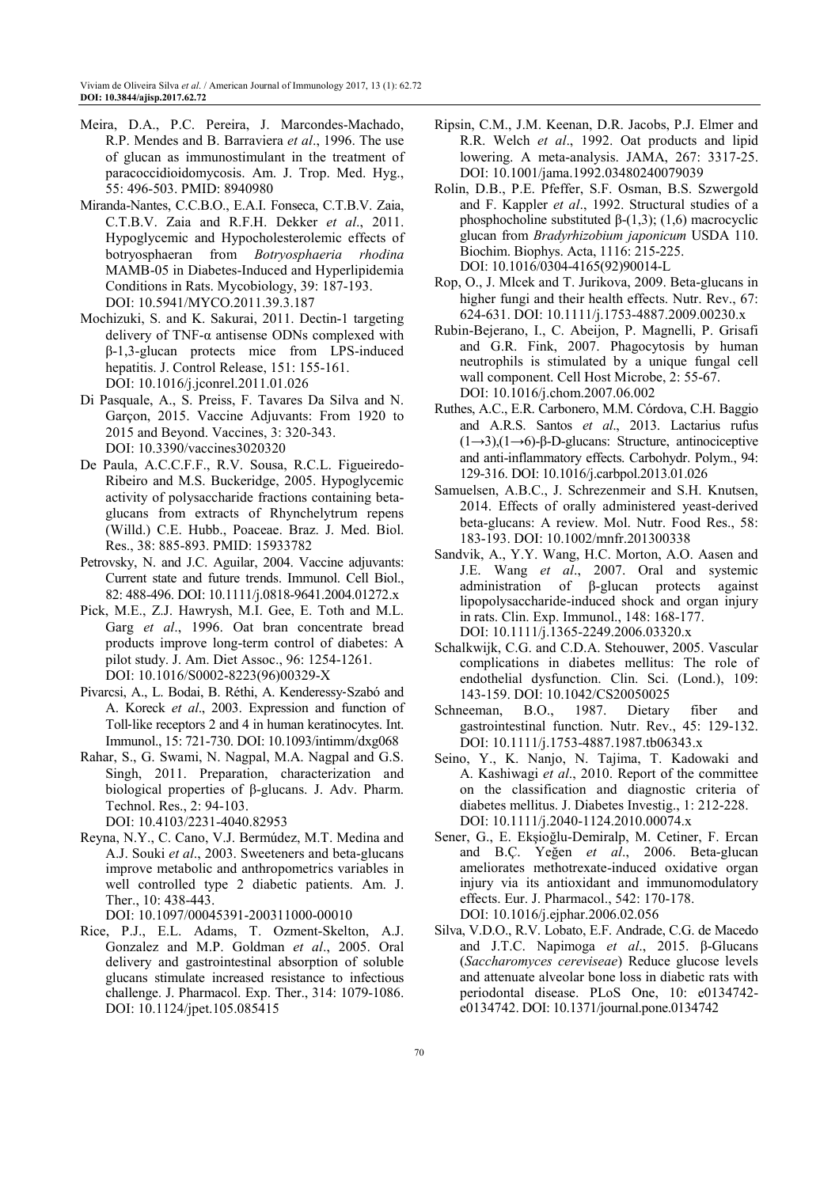Meira, D.A., P.C. Pereira, J. Marcondes-Machado, R.P. Mendes and B. Barraviera *et al*., 1996. The use of glucan as immunostimulant in the treatment of paracoccidioidomycosis. Am. J. Trop. Med. Hyg., 55: 496-503. PMID: 8940980

Miranda-Nantes, C.C.B.O., E.A.I. Fonseca, C.T.B.V. Zaia, C.T.B.V. Zaia and R.F.H. Dekker *et al*., 2011. Hypoglycemic and Hypocholesterolemic effects of botryosphaeran from *Botryosphaeria rhodina* MAMB-05 in Diabetes-Induced and Hyperlipidemia Conditions in Rats. Mycobiology, 39: 187-193. DOI: 10.5941/MYCO.2011.39.3.187

Mochizuki, S. and K. Sakurai, 2011. Dectin-1 targeting delivery of TNF-α antisense ODNs complexed with β-1,3-glucan protects mice from LPS-induced hepatitis. J. Control Release, 151: 155-161. DOI: 10.1016/j.jconrel.2011.01.026

Di Pasquale, A., S. Preiss, F. Tavares Da Silva and N. Garçon, 2015. Vaccine Adjuvants: From 1920 to 2015 and Beyond. Vaccines, 3: 320-343. DOI: 10.3390/vaccines3020320

De Paula, A.C.C.F.F., R.V. Sousa, R.C.L. Figueiredo-Ribeiro and M.S. Buckeridge, 2005. Hypoglycemic activity of polysaccharide fractions containing beta-glucans from extracts of Rhynchelytrum repens (Willd.) C.E. Hubb., Poaceae. Braz. J. Med. Biol. Res., 38: 885-893. PMID: 15933782

Petrovsky, N. and J.C. Aguilar, 2004. Vaccine adjuvants: Current state and future trends. Immunol. Cell Biol., 82: 488-496. DOI: 10.1111/j.0818-9641.2004.01272.x

Pick, M.E., Z.J. Hawrysh, M.I. Gee, E. Toth and M.L. Garg *et al*., 1996. Oat bran concentrate bread products improve long-term control of diabetes: A pilot study. J. Am. Diet Assoc., 96: 1254-1261. DOI: 10.1016/S0002-8223(96)00329-X

Pivarcsi, A., L. Bodai, B. Réthi, A. Kenderessy-Szabó and A. Koreck *et al*., 2003. Expression and function of Toll-like receptors 2 and 4 in human keratinocytes. Int. Immunol., 15: 721-730. DOI: 10.1093/intimm/dxg068

Rahar, S., G. Swami, N. Nagpal, M.A. Nagpal and G.S. Singh, 2011. Preparation, characterization and biological properties of β-glucans. J. Adv. Pharm. Technol. Res., 2: 94-103. DOI: 10.4103/2231-4040.82953

Reyna, N.Y., C. Cano, V.J. Bermúdez, M.T. Medina and A.J. Souki *et al*., 2003. Sweeteners and beta-glucans improve metabolic and anthropometrics variables in well controlled type 2 diabetic patients. Am. J. Ther., 10: 438-443. DOI: 10.1097/00045391-200311000-00010

Rice, P.J., E.L. Adams, T. Ozment-Skelton, A.J. Gonzalez and M.P. Goldman *et al*., 2005. Oral delivery and gastrointestinal absorption of soluble glucans stimulate increased resistance to infectious challenge. J. Pharmacol. Exp. Ther., 314: 1079-1086. DOI: 10.1124/jpet.105.085415

Ripsin, C.M., J.M. Keenan, D.R. Jacobs, P.J. Elmer and R.R. Welch *et al*., 1992. Oat products and lipid lowering. A meta-analysis. JAMA, 267: 3317-25. DOI: 10.1001/jama.1992.03480240079039

Rolin, D.B., P.E. Pfeffer, S.F. Osman, B.S. Szwergold and F. Kappler *et al*., 1992. Structural studies of a phosphocholine substituted β-(1,3); (1,6) macrocyclic glucan from *Bradyrhizobium japonicum* USDA 110. Biochim. Biophys. Acta, 1116: 215-225. DOI: 10.1016/0304-4165(92)90014-L

Rop, O., J. Mlcek and T. Jurikova, 2009. Beta-glucans in higher fungi and their health effects. Nutr. Rev., 67: 624-631. DOI: 10.1111/j.1753-4887.2009.00230.x

Rubin-Bejerano, I., C. Abeijon, P. Magnelli, P. Grisafi and G.R. Fink, 2007. Phagocytosis by human neutrophils is stimulated by a unique fungal cell wall component. Cell Host Microbe, 2: 55-67. DOI: 10.1016/j.chom.2007.06.002

Ruthes, A.C., E.R. Carbonero, M.M. Córdova, C.H. Baggio and A.R.S. Santos *et al*., 2013. Lactarius rufus (1→3),(1→6)-β-D-glucans: Structure, antinociceptive and anti-inflammatory effects. Carbohydr. Polym., 94: 129-316. DOI: 10.1016/j.carbpol.2013.01.026

Samuelsen, A.B.C., J. Schrezenmeir and S.H. Knutsen, 2014. Effects of orally administered yeast-derived beta-glucans: A review. Mol. Nutr. Food Res., 58: 183-193. DOI: 10.1002/mnfr.201300338

Sandvik, A., Y.Y. Wang, H.C. Morton, A.O. Aasen and J.E. Wang *et al*., 2007. Oral and systemic administration of β-glucan protects against lipopolysaccharide-induced shock and organ injury in rats. Clin. Exp. Immunol., 148: 168-177. DOI: 10.1111/j.1365-2249.2006.03320.x

Schalkwijk, C.G. and C.D.A. Stehouwer, 2005. Vascular complications in diabetes mellitus: The role of endothelial dysfunction. Clin. Sci. (Lond.), 109: 143-159. DOI: 10.1042/CS20050025

Schneeman, B.O., 1987. Dietary fiber and gastrointestinal function. Nutr. Rev., 45: 129-132. DOI: 10.1111/j.1753-4887.1987.tb06343.x

Seino, Y., K. Nanjo, N. Tajima, T. Kadowaki and A. Kashiwagi *et al*., 2010. Report of the committee on the classification and diagnostic criteria of diabetes mellitus. J. Diabetes Investig., 1: 212-228. DOI: 10.1111/j.2040-1124.2010.00074.x

Sener, G., E. Ekşioğlu-Demiralp, M. Cetiner, F. Ercan and B.Ç. Yeğen *et al*., 2006. Beta-glucan ameliorates methotrexate-induced oxidative organ injury via its antioxidant and immunomodulatory effects. Eur. J. Pharmacol., 542: 170-178. DOI: 10.1016/j.ejphar.2006.02.056

Silva, V.D.O., R.V. Lobato, E.F. Andrade, C.G. de Macedo and J.T.C. Napimoga *et al*., 2015. β-Glucans (*Saccharomyces cereviseae*) Reduce glucose levels and attenuate alveolar bone loss in diabetic rats with periodontal disease. PLoS One, 10: e0134742-e0134742. DOI: 10.1371/journal.pone.0134742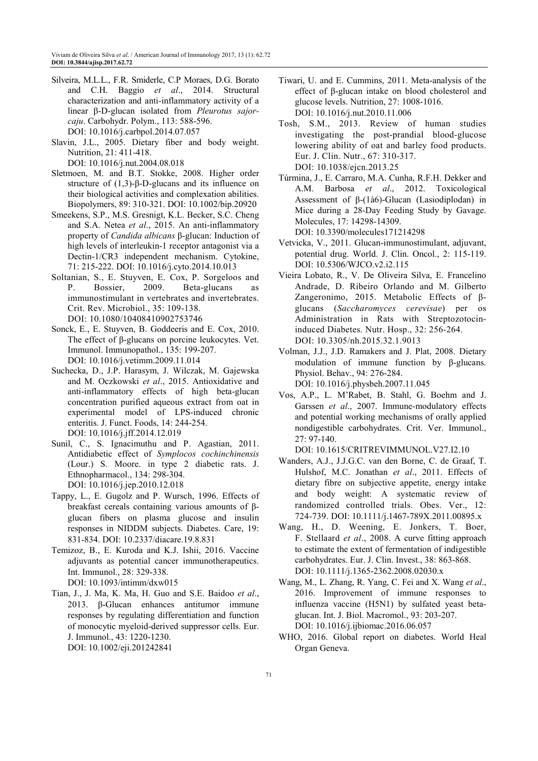Silveira, M.L.L., F.R. Smiderle, C.P Moraes, D.G. Borato and C.H. Baggio *et al*., 2014. Structural characterization and anti-inflammatory activity of a linear β-D-glucan isolated from *Pleurotus sajor-caju*. Carbohydr. Polym., 113: 588-596. DOI: 10.1016/j.carbpol.2014.07.057

Slavin, J.L., 2005. Dietary fiber and body weight. Nutrition, 21: 411-418. DOI: 10.1016/j.nut.2004.08.018

Sletmoen, M. and B.T. Stokke, 2008. Higher order structure of (1,3)-β-D-glucans and its influence on their biological activities and complexation abilities. Biopolymers, 89: 310-321. DOI: 10.1002/bip.20920

Smeekens, S.P., M.S. Gresnigt, K.L. Becker, S.C. Cheng and S.A. Netea *et al*., 2015. An anti-inflammatory property of *Candida albicans* β-glucan: Induction of high levels of interleukin-1 receptor antagonist via a Dectin-1/CR3 independent mechanism. Cytokine, 71: 215-222. DOI: 10.1016/j.cyto.2014.10.013

Soltanian, S., E. Stuyven, E. Cox, P. Sorgeloos and P. Bossier, 2009. Beta-glucans as immunostimulant in vertebrates and invertebrates. Crit. Rev. Microbiol., 35: 109-138. DOI: 10.1080/10408410902753746

Sonck, E., E. Stuyven, B. Goddeeris and E. Cox, 2010. The effect of β-glucans on porcine leukocytes. Vet. Immunol. Immunopathol., 135: 199-207. DOI: 10.1016/j.vetimm.2009.11.014

Suchecka, D., J.P. Harasym, J. Wilczak, M. Gajewska and M. Oczkowski *et al*., 2015. Antioxidative and anti-inflammatory effects of high beta-glucan concentration purified aqueous extract from oat in experimental model of LPS-induced chronic enteritis. J. Funct. Foods, 14: 244-254. DOI: 10.1016/j.jff.2014.12.019

Sunil, C., S. Ignacimuthu and P. Agastian, 2011. Antidiabetic effect of *Symplocos cochinchinensis* (Lour.) S. Moore. in type 2 diabetic rats. J. Ethnopharmacol., 134: 298-304. DOI: 10.1016/j.jep.2010.12.018

Tappy, L., E. Gugolz and P. Wursch, 1996. Effects of breakfast cereals containing various amounts of β-glucan fibers on plasma glucose and insulin responses in NIDDM subjects. Diabetes. Care, 19: 831-834. DOI: 10.2337/diacare.19.8.831

Temizoz, B., E. Kuroda and K.J. Ishii, 2016. Vaccine adjuvants as potential cancer immunotherapeutics. Int. Immunol., 28: 329-338. DOI: 10.1093/intimm/dxw015

Tian, J., J. Ma, K. Ma, H. Guo and S.E. Baidoo *et al*., 2013. β-Glucan enhances antitumor immune responses by regulating differentiation and function of monocytic myeloid-derived suppressor cells. Eur. J. Immunol., 43: 1220-1230. DOI: 10.1002/eji.201242841

Tiwari, U. and E. Cummins, 2011. Meta-analysis of the effect of β-glucan intake on blood cholesterol and glucose levels. Nutrition, 27: 1008-1016. DOI: 10.1016/j.nut.2010.11.006

Tosh, S.M., 2013. Review of human studies investigating the post-prandial blood-glucose lowering ability of oat and barley food products. Eur. J. Clin. Nutr., 67: 310-317. DOI: 10.1038/ejcn.2013.25

Túrmina, J., E. Carraro, M.A. Cunha, R.F.H. Dekker and A.M. Barbosa *et al*., 2012. Toxicological Assessment of β-(1à6)-Glucan (Lasiodiplodan) in Mice during a 28-Day Feeding Study by Gavage. Molecules, 17: 14298-14309. DOI: 10.3390/molecules171214298

Vetvicka, V., 2011. Glucan-immunostimulant, adjuvant, potential drug. World. J. Clin. Oncol., 2: 115-119. DOI: 10.5306/WJCO.v2.i2.115

Vieira Lobato, R., V. De Oliveira Silva, E. Francelino Andrade, D. Ribeiro Orlando and M. Gilberto Zangeronimo, 2015. Metabolic Effects of β-glucans (*Saccharomyces cerevisae*) per os Administration in Rats with Streptozotocin-induced Diabetes. Nutr. Hosp., 32: 256-264. DOI: 10.3305/nh.2015.32.1.9013

Volman, J.J., J.D. Ramakers and J. Plat, 2008. Dietary modulation of immune function by β-glucans. Physiol. Behav., 94: 276-284. DOI: 10.1016/j.physbeh.2007.11.045

Vos, A.P., L. M'Rabet, B. Stahl, G. Boehm and J. Garssen *et al*., 2007. Immune-modulatory effects and potential working mechanisms of orally applied nondigestible carbohydrates. Crit. Ver. Immunol., 27: 97-140. DOI: 10.1615/CRITREVIMMUNOL.V27.I2.10

Wanders, A.J., J.J.G.C. van den Borne, C. de Graaf, T. Hulshof, M.C. Jonathan *et al*., 2011. Effects of dietary fibre on subjective appetite, energy intake and body weight: A systematic review of randomized controlled trials. Obes. Ver., 12: 724-739. DOI: 10.1111/j.1467-789X.2011.00895.x

Wang, H., D. Weening, E. Jonkers, T. Boer, F. Stellaard *et al*., 2008. A curve fitting approach to estimate the extent of fermentation of indigestible carbohydrates. Eur. J. Clin. Invest., 38: 863-868. DOI: 10.1111/j.1365-2362.2008.02030.x

Wang, M., L. Zhang, R. Yang, C. Fei and X. Wang *et al*., 2016. Improvement of immune responses to influenza vaccine (H5N1) by sulfated yeast beta-glucan. Int. J. Biol. Macromol., 93: 203-207. DOI: 10.1016/j.ijbiomac.2016.06.057

WHO, 2016. Global report on diabetes. World Heal Organ Geneva.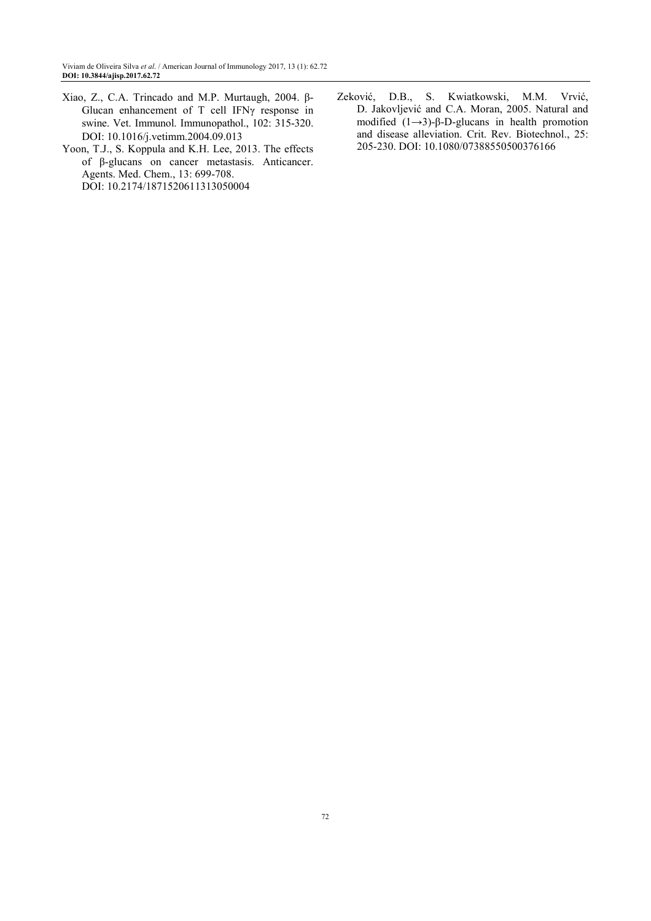Xiao, Z., C.A. Trincado and M.P. Murtaugh, 2004. β-Glucan enhancement of T cell IFNγ response in swine. Vet. Immunol. Immunopathol., 102: 315-320. DOI: 10.1016/j.vetimm.2004.09.013

Yoon, T.J., S. Koppula and K.H. Lee, 2013. The effects of β-glucans on cancer metastasis. Anticancer. Agents. Med. Chem., 13: 699-708. DOI: 10.2174/1871520611313050004

Zeković, D.B., S. Kwiatkowski, M.M. Vrvić, D. Jakovljević and C.A. Moran, 2005. Natural and modified (1→3)-β-D-glucans in health promotion and disease alleviation. Crit. Rev. Biotechnol., 25: 205-230. DOI: 10.1080/07388550500376166